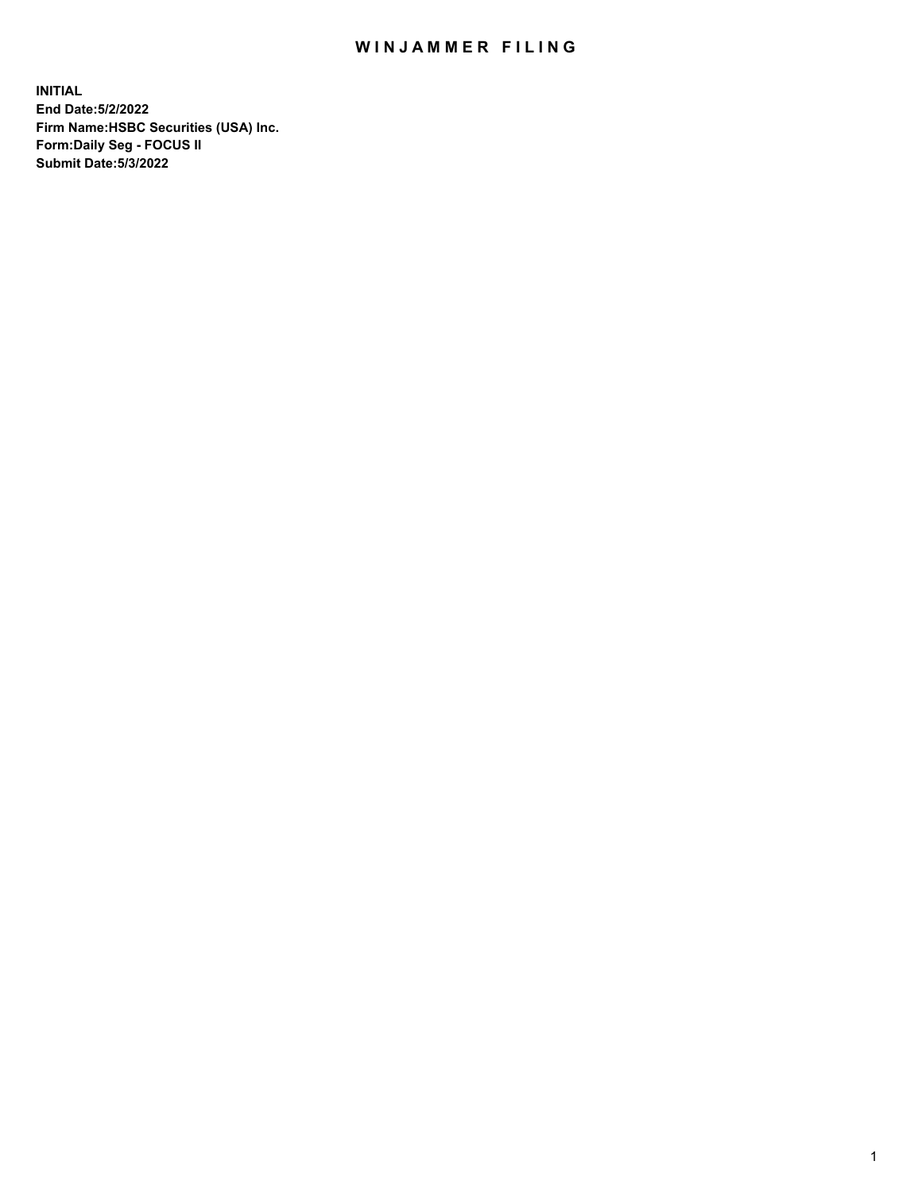# WINJAMMER FILING

**INITIAL**
**End Date:5/2/2022**
**Firm Name:HSBC Securities (USA) Inc.**
**Form:Daily Seg - FOCUS II**
**Submit Date:5/3/2022**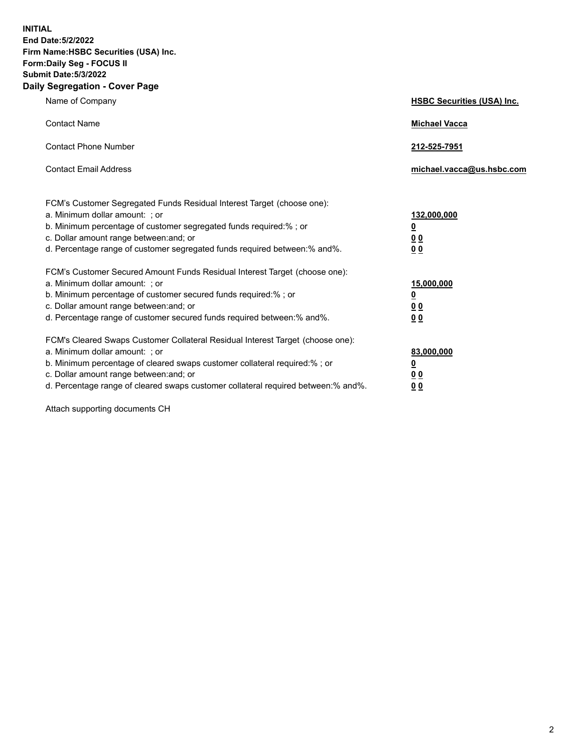**INITIAL**
**End Date:5/2/2022**
**Firm Name:HSBC Securities (USA) Inc.**
**Form:Daily Seg - FOCUS II**
**Submit Date:5/3/2022**

## Daily Segregation - Cover Page

| | |
|---|---|
| Name of Company | **HSBC Securities (USA) Inc.** |
| Contact Name | **Michael Vacca** |
| Contact Phone Number | **212-525-7951** |
| Contact Email Address | **michael.vacca@us.hsbc.com** |

| | |
|---|---|
| FCM's Customer Segregated Funds Residual Interest Target (choose one): | |
| a. Minimum dollar amount: ; or | **132,000,000** |
| b. Minimum percentage of customer segregated funds required:% ; or | **0** |
| c. Dollar amount range between:and; or | **0 0** |
| d. Percentage range of customer segregated funds required between:% and%. | **0 0** |
| FCM's Customer Secured Amount Funds Residual Interest Target (choose one): | |
| a. Minimum dollar amount: ; or | **15,000,000** |
| b. Minimum percentage of customer secured funds required:% ; or | **0** |
| c. Dollar amount range between:and; or | **0 0** |
| d. Percentage range of customer secured funds required between:% and%. | **0 0** |
| FCM's Cleared Swaps Customer Collateral Residual Interest Target (choose one): | |
| a. Minimum dollar amount: ; or | **83,000,000** |
| b. Minimum percentage of cleared swaps customer collateral required:% ; or | **0** |
| c. Dollar amount range between:and; or | **0 0** |
| d. Percentage range of cleared swaps customer collateral required between:% and%. | **0 0** |

Attach supporting documents CH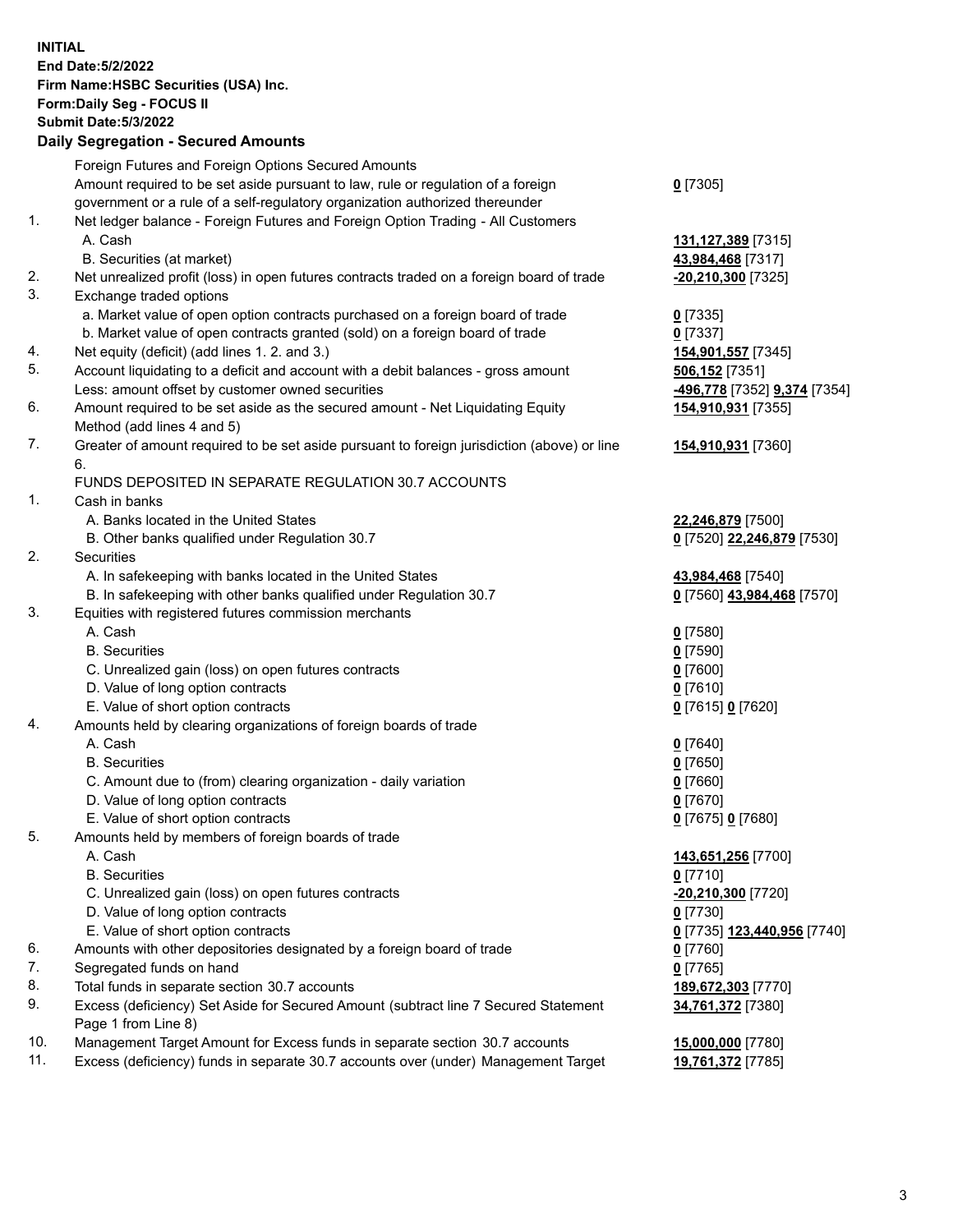**INITIAL**
**End Date:5/2/2022**
**Firm Name:HSBC Securities (USA) Inc.**
**Form:Daily Seg - FOCUS II**
**Submit Date:5/3/2022**

## Daily Segregation - Secured Amounts

| | | |
|---|---|---|
| | Foreign Futures and Foreign Options Secured Amounts | |
| | Amount required to be set aside pursuant to law, rule or regulation of a foreign government or a rule of a self-regulatory organization authorized thereunder | **0** [7305] |
| 1. | Net ledger balance - Foreign Futures and Foreign Option Trading - All Customers | |
| | A. Cash | **131,127,389** [7315] |
| | B. Securities (at market) | **43,984,468** [7317] |
| 2. | Net unrealized profit (loss) in open futures contracts traded on a foreign board of trade | **-20,210,300** [7325] |
| 3. | Exchange traded options | |
| | a. Market value of open option contracts purchased on a foreign board of trade | **0** [7335] |
| | b. Market value of open contracts granted (sold) on a foreign board of trade | **0** [7337] |
| 4. | Net equity (deficit) (add lines 1. 2. and 3.) | **154,901,557** [7345] |
| 5. | Account liquidating to a deficit and account with a debit balances - gross amount | **506,152** [7351] |
| | Less: amount offset by customer owned securities | **-496,778** [7352] **9,374** [7354] |
| 6. | Amount required to be set aside as the secured amount - Net Liquidating Equity Method (add lines 4 and 5) | **154,910,931** [7355] |
| 7. | Greater of amount required to be set aside pursuant to foreign jurisdiction (above) or line 6. | **154,910,931** [7360] |
| | FUNDS DEPOSITED IN SEPARATE REGULATION 30.7 ACCOUNTS | |
| 1. | Cash in banks | |
| | A. Banks located in the United States | **22,246,879** [7500] |
| | B. Other banks qualified under Regulation 30.7 | **0** [7520] **22,246,879** [7530] |
| 2. | Securities | |
| | A. In safekeeping with banks located in the United States | **43,984,468** [7540] |
| | B. In safekeeping with other banks qualified under Regulation 30.7 | **0** [7560] **43,984,468** [7570] |
| 3. | Equities with registered futures commission merchants | |
| | A. Cash | **0** [7580] |
| | B. Securities | **0** [7590] |
| | C. Unrealized gain (loss) on open futures contracts | **0** [7600] |
| | D. Value of long option contracts | **0** [7610] |
| | E. Value of short option contracts | **0** [7615] **0** [7620] |
| 4. | Amounts held by clearing organizations of foreign boards of trade | |
| | A. Cash | **0** [7640] |
| | B. Securities | **0** [7650] |
| | C. Amount due to (from) clearing organization - daily variation | **0** [7660] |
| | D. Value of long option contracts | **0** [7670] |
| | E. Value of short option contracts | **0** [7675] **0** [7680] |
| 5. | Amounts held by members of foreign boards of trade | |
| | A. Cash | **143,651,256** [7700] |
| | B. Securities | **0** [7710] |
| | C. Unrealized gain (loss) on open futures contracts | **-20,210,300** [7720] |
| | D. Value of long option contracts | **0** [7730] |
| | E. Value of short option contracts | **0** [7735] **123,440,956** [7740] |
| 6. | Amounts with other depositories designated by a foreign board of trade | **0** [7760] |
| 7. | Segregated funds on hand | **0** [7765] |
| 8. | Total funds in separate section 30.7 accounts | **189,672,303** [7770] |
| 9. | Excess (deficiency) Set Aside for Secured Amount (subtract line 7 Secured Statement Page 1 from Line 8) | **34,761,372** [7380] |
| 10. | Management Target Amount for Excess funds in separate section 30.7 accounts | **15,000,000** [7780] |
| 11. | Excess (deficiency) funds in separate 30.7 accounts over (under) Management Target | **19,761,372** [7785] |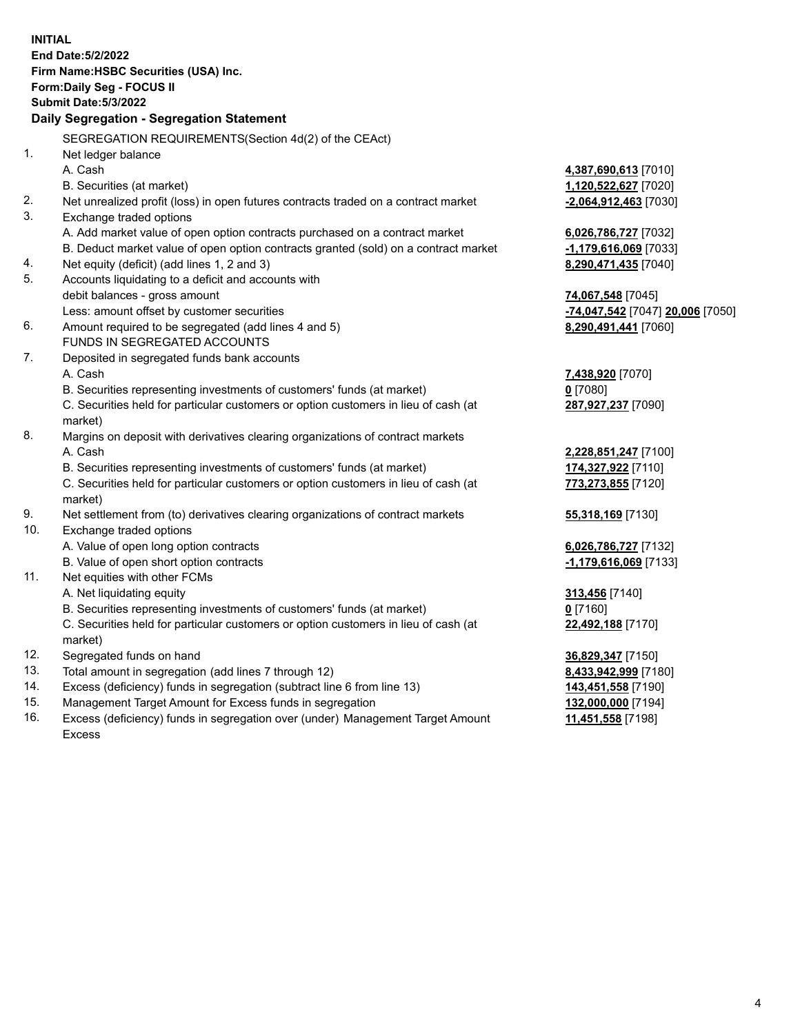**INITIAL**
**End Date:5/2/2022**
**Firm Name:HSBC Securities (USA) Inc.**
**Form:Daily Seg - FOCUS II**
**Submit Date:5/3/2022**

## Daily Segregation - Segregation Statement

SEGREGATION REQUIREMENTS(Section 4d(2) of the CEAct)

| | | |
|---|---|---|
| 1. | Net ledger balance | |
| | A. Cash | **4,387,690,613** [7010] |
| | B. Securities (at market) | **1,120,522,627** [7020] |
| 2. | Net unrealized profit (loss) in open futures contracts traded on a contract market | **-2,064,912,463** [7030] |
| 3. | Exchange traded options | |
| | A. Add market value of open option contracts purchased on a contract market | **6,026,786,727** [7032] |
| | B. Deduct market value of open option contracts granted (sold) on a contract market | **-1,179,616,069** [7033] |
| 4. | Net equity (deficit) (add lines 1, 2 and 3) | **8,290,471,435** [7040] |
| 5. | Accounts liquidating to a deficit and accounts with debit balances - gross amount | **74,067,548** [7045] |
| | Less: amount offset by customer securities | **-74,047,542** [7047] **20,006** [7050] |
| 6. | Amount required to be segregated (add lines 4 and 5) | **8,290,491,441** [7060] |
| | FUNDS IN SEGREGATED ACCOUNTS | |
| 7. | Deposited in segregated funds bank accounts | |
| | A. Cash | **7,438,920** [7070] |
| | B. Securities representing investments of customers' funds (at market) | **0** [7080] |
| | C. Securities held for particular customers or option customers in lieu of cash (at market) | **287,927,237** [7090] |
| 8. | Margins on deposit with derivatives clearing organizations of contract markets | |
| | A. Cash | **2,228,851,247** [7100] |
| | B. Securities representing investments of customers' funds (at market) | **174,327,922** [7110] |
| | C. Securities held for particular customers or option customers in lieu of cash (at market) | **773,273,855** [7120] |
| 9. | Net settlement from (to) derivatives clearing organizations of contract markets | **55,318,169** [7130] |
| 10. | Exchange traded options | |
| | A. Value of open long option contracts | **6,026,786,727** [7132] |
| | B. Value of open short option contracts | **-1,179,616,069** [7133] |
| 11. | Net equities with other FCMs | |
| | A. Net liquidating equity | **313,456** [7140] |
| | B. Securities representing investments of customers' funds (at market) | **0** [7160] |
| | C. Securities held for particular customers or option customers in lieu of cash (at market) | **22,492,188** [7170] |
| 12. | Segregated funds on hand | **36,829,347** [7150] |
| 13. | Total amount in segregation (add lines 7 through 12) | **8,433,942,999** [7180] |
| 14. | Excess (deficiency) funds in segregation (subtract line 6 from line 13) | **143,451,558** [7190] |
| 15. | Management Target Amount for Excess funds in segregation | **132,000,000** [7194] |
| 16. | Excess (deficiency) funds in segregation over (under) Management Target Amount Excess | **11,451,558** [7198] |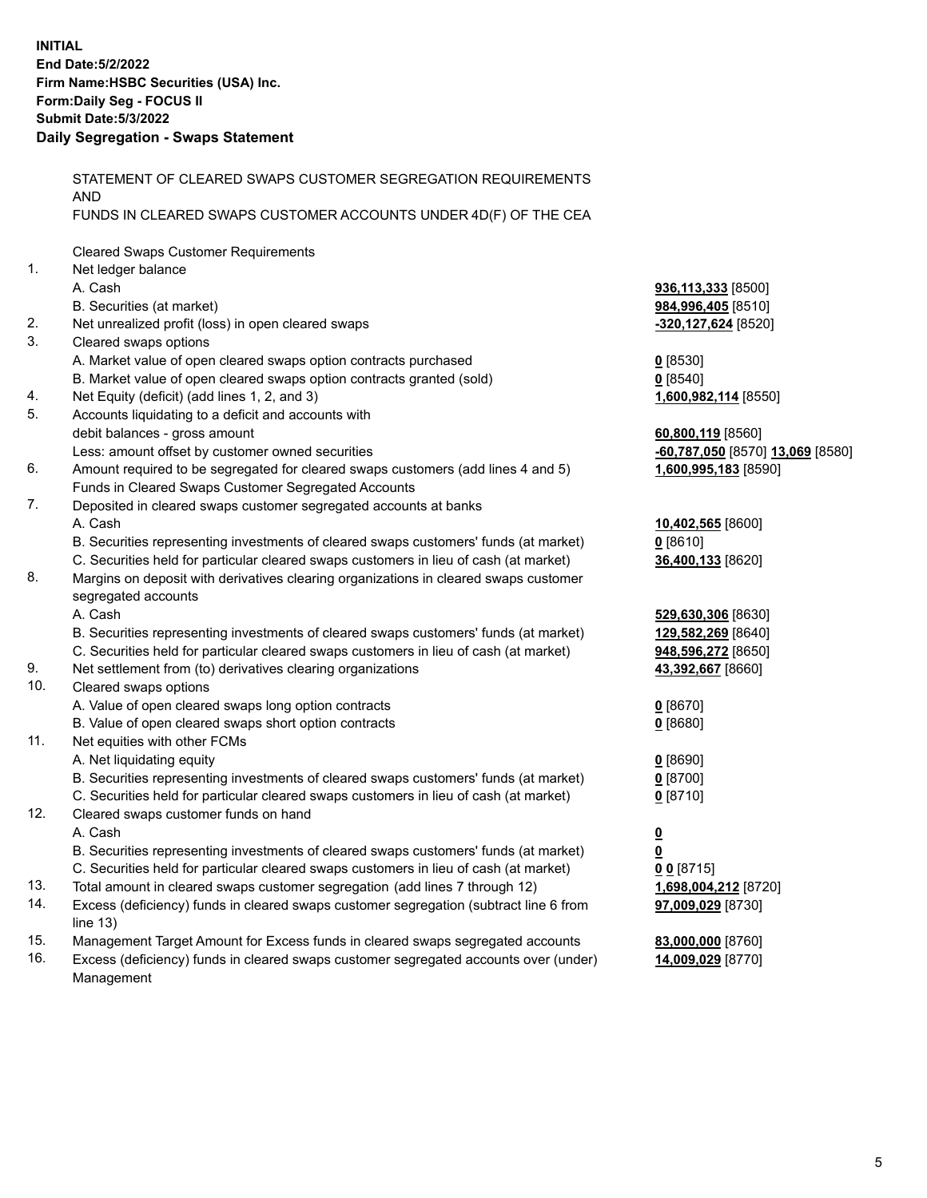**INITIAL**
**End Date:5/2/2022**
**Firm Name:HSBC Securities (USA) Inc.**
**Form:Daily Seg - FOCUS II**
**Submit Date:5/3/2022**
**Daily Segregation - Swaps Statement**

STATEMENT OF CLEARED SWAPS CUSTOMER SEGREGATION REQUIREMENTS AND
FUNDS IN CLEARED SWAPS CUSTOMER ACCOUNTS UNDER 4D(F) OF THE CEA

| | | |
|---|---|---|
| | Cleared Swaps Customer Requirements | |
| 1. | Net ledger balance | |
| | A. Cash | **936,113,333** [8500] |
| | B. Securities (at market) | **984,996,405** [8510] |
| 2. | Net unrealized profit (loss) in open cleared swaps | **-320,127,624** [8520] |
| 3. | Cleared swaps options | |
| | A. Market value of open cleared swaps option contracts purchased | **0** [8530] |
| | B. Market value of open cleared swaps option contracts granted (sold) | **0** [8540] |
| 4. | Net Equity (deficit) (add lines 1, 2, and 3) | **1,600,982,114** [8550] |
| 5. | Accounts liquidating to a deficit and accounts with debit balances - gross amount | **60,800,119** [8560] |
| | Less: amount offset by customer owned securities | **-60,787,050** [8570] **13,069** [8580] |
| 6. | Amount required to be segregated for cleared swaps customers (add lines 4 and 5) | **1,600,995,183** [8590] |
| | Funds in Cleared Swaps Customer Segregated Accounts | |
| 7. | Deposited in cleared swaps customer segregated accounts at banks | |
| | A. Cash | **10,402,565** [8600] |
| | B. Securities representing investments of cleared swaps customers' funds (at market) | **0** [8610] |
| | C. Securities held for particular cleared swaps customers in lieu of cash (at market) | **36,400,133** [8620] |
| 8. | Margins on deposit with derivatives clearing organizations in cleared swaps customer segregated accounts | |
| | A. Cash | **529,630,306** [8630] |
| | B. Securities representing investments of cleared swaps customers' funds (at market) | **129,582,269** [8640] |
| | C. Securities held for particular cleared swaps customers in lieu of cash (at market) | **948,596,272** [8650] |
| 9. | Net settlement from (to) derivatives clearing organizations | **43,392,667** [8660] |
| 10. | Cleared swaps options | |
| | A. Value of open cleared swaps long option contracts | **0** [8670] |
| | B. Value of open cleared swaps short option contracts | **0** [8680] |
| 11. | Net equities with other FCMs | |
| | A. Net liquidating equity | **0** [8690] |
| | B. Securities representing investments of cleared swaps customers' funds (at market) | **0** [8700] |
| | C. Securities held for particular cleared swaps customers in lieu of cash (at market) | **0** [8710] |
| 12. | Cleared swaps customer funds on hand | |
| | A. Cash | **0** |
| | B. Securities representing investments of cleared swaps customers' funds (at market) | **0** |
| | C. Securities held for particular cleared swaps customers in lieu of cash (at market) | **0** **0** [8715] |
| 13. | Total amount in cleared swaps customer segregation (add lines 7 through 12) | **1,698,004,212** [8720] |
| 14. | Excess (deficiency) funds in cleared swaps customer segregation (subtract line 6 from line 13) | **97,009,029** [8730] |
| 15. | Management Target Amount for Excess funds in cleared swaps segregated accounts | **83,000,000** [8760] |
| 16. | Excess (deficiency) funds in cleared swaps customer segregated accounts over (under) Management | **14,009,029** [8770] |